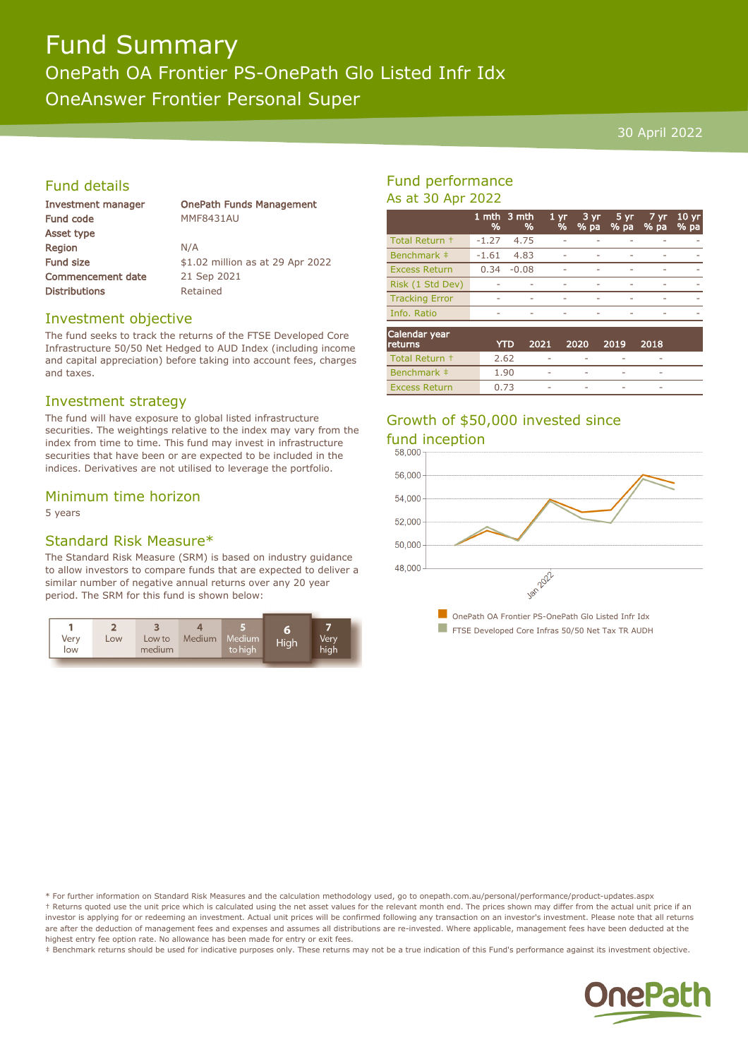# Fund Summary

## OnePath OA Frontier PS-OnePath Glo Listed Infr Idx

## OneAnswer Frontier Personal Super

30 April 2022

## Fund details

| | |
|---|---|
| Investment manager | OnePath Funds Management |
| Fund code | MMF8431AU |
| Asset type | |
| Region | N/A |
| Fund size | $1.02 million as at 29 Apr 2022 |
| Commencement date | 21 Sep 2021 |
| Distributions | Retained |

## Investment objective

The fund seeks to track the returns of the FTSE Developed Core Infrastructure 50/50 Net Hedged to AUD Index (including income and capital appreciation) before taking into account fees, charges and taxes.

## Investment strategy

The fund will have exposure to global listed infrastructure securities. The weightings relative to the index may vary from the index from time to time. This fund may invest in infrastructure securities that have been or are expected to be included in the indices. Derivatives are not utilised to leverage the portfolio.

## Minimum time horizon

5 years

## Standard Risk Measure*

The Standard Risk Measure (SRM) is based on industry guidance to allow investors to compare funds that are expected to deliver a similar number of negative annual returns over any 20 year period. The SRM for this fund is shown below:

| 1 Very low | 2 Low | 3 Low to medium | 4 Medium | 5 Medium to high | **6 High** | 7 Very high |
|---|---|---|---|---|---|---|

## Fund performance

As at 30 Apr 2022

| | 1 mth % | 3 mth % | 1 yr % | 3 yr % pa | 5 yr % pa | 7 yr % pa | 10 yr % pa |
|---|---|---|---|---|---|---|---|
| Total Return † | -1.27 | 4.75 | - | - | - | - | - |
| Benchmark ‡ | -1.61 | 4.83 | - | - | - | - | - |
| Excess Return | 0.34 | -0.08 | - | - | - | - | - |
| Risk (1 Std Dev) | - | - | - | - | - | - | - |
| Tracking Error | - | - | - | - | - | - | - |
| Info. Ratio | - | - | - | - | - | - | - |

| Calendar year returns | YTD | 2021 | 2020 | 2019 | 2018 |
|---|---|---|---|---|---|
| Total Return † | 2.62 | - | - | - | - |
| Benchmark ‡ | 1.90 | - | - | - | - |
| Excess Return | 0.73 | - | - | - | - |

## Growth of $50,000 invested since fund inception

OnePath OA Frontier PS-OnePath Glo Listed Infr Idx

FTSE Developed Core Infras 50/50 Net Tax TR AUDH

\* For further information on Standard Risk Measures and the calculation methodology used, go to onepath.com.au/personal/performance/product-updates.aspx

† Returns quoted use the unit price which is calculated using the net asset values for the relevant month end. The prices shown may differ from the actual unit price if an investor is applying for or redeeming an investment. Actual unit prices will be confirmed following any transaction on an investor's investment. Please note that all returns are after the deduction of management fees and expenses and assumes all distributions are re-invested. Where applicable, management fees have been deducted at the highest entry fee option rate. No allowance has been made for entry or exit fees.

‡ Benchmark returns should be used for indicative purposes only. These returns may not be a true indication of this Fund's performance against its investment objective.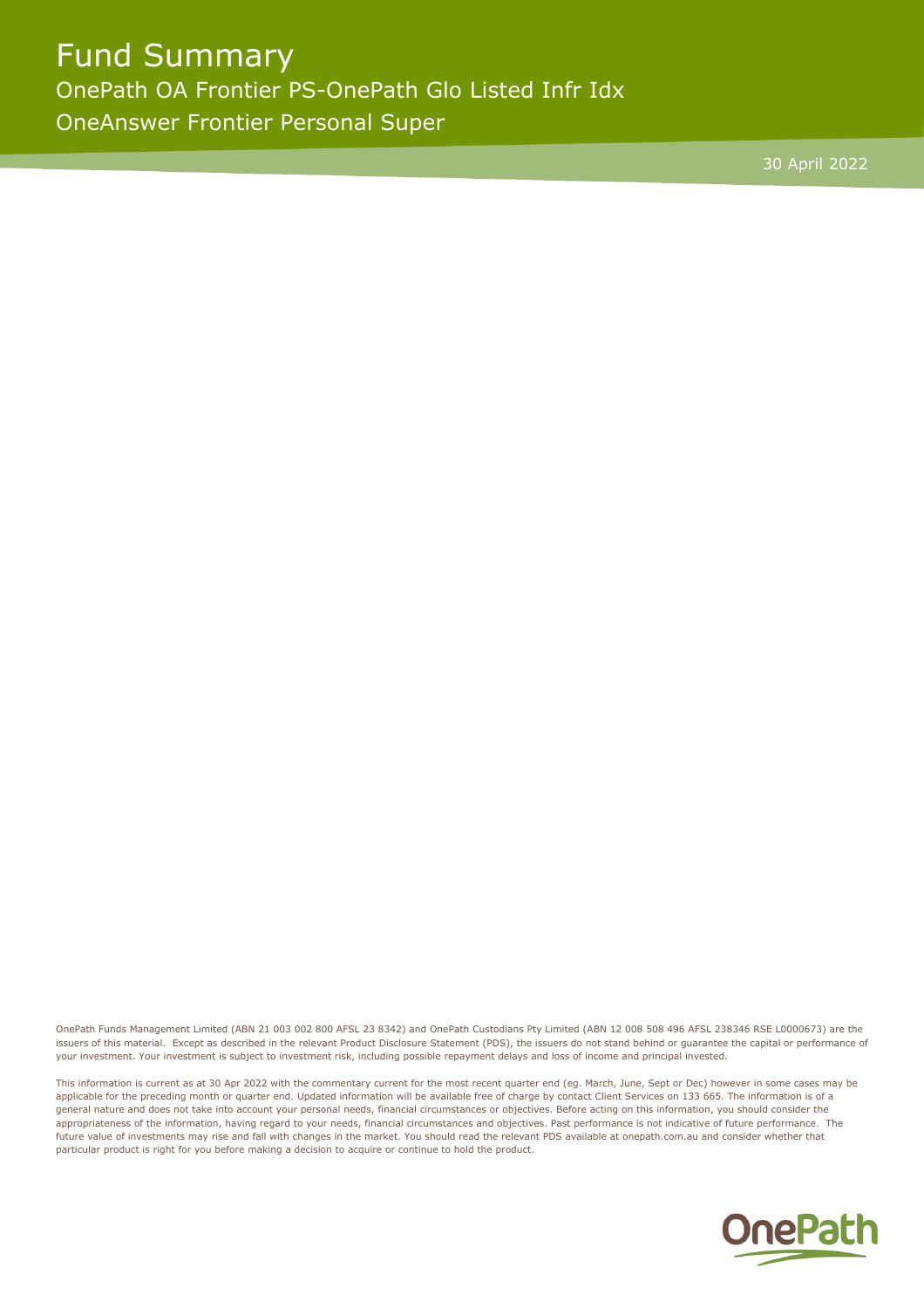# Fund Summary

## OnePath OA Frontier PS-OnePath Glo Listed Infr Idx

## OneAnswer Frontier Personal Super

30 April 2022

OnePath Funds Management Limited (ABN 21 003 002 800 AFSL 23 8342) and OnePath Custodians Pty Limited (ABN 12 008 508 496 AFSL 238346 RSE L0000673) are the issuers of this material. Except as described in the relevant Product Disclosure Statement (PDS), the issuers do not stand behind or guarantee the capital or performance of your investment. Your investment is subject to investment risk, including possible repayment delays and loss of income and principal invested.

This information is current as at 30 Apr 2022 with the commentary current for the most recent quarter end (eg. March, June, Sept or Dec) however in some cases may be applicable for the preceding month or quarter end. Updated information will be available free of charge by contact Client Services on 133 665. The information is of a general nature and does not take into account your personal needs, financial circumstances or objectives. Before acting on this information, you should consider the appropriateness of the information, having regard to your needs, financial circumstances and objectives. Past performance is not indicative of future performance. The future value of investments may rise and fall with changes in the market. You should read the relevant PDS available at onepath.com.au and consider whether that particular product is right for you before making a decision to acquire or continue to hold the product.

OnePath